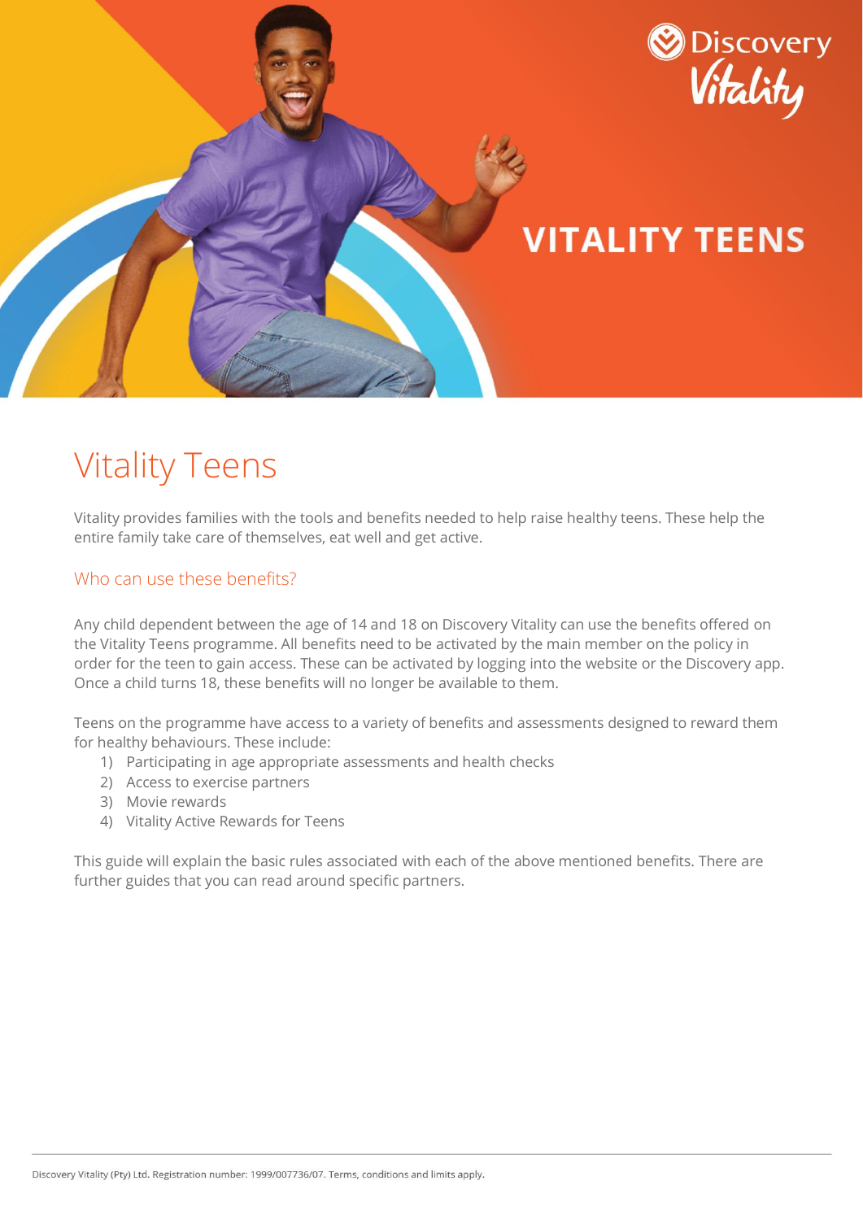# VITALITY TEENS

## Vitality Teens

Vitality provides families with the tools and benefits needed to help raise healthy teens. These help the entire family take care of themselves, eat well and get active.

### Who can use these benefits?

Any child dependent between the age of 14 and 18 on Discovery Vitality can use the benefits offered on the Vitality Teens programme. All benefits need to be activated by the main member on the policy in order for the teen to gain access. These can be activated by logging into the website or the Discovery app. Once a child turns 18, these benefits will no longer be available to them.

Teens on the programme have access to a variety of benefits and assessments designed to reward them for healthy behaviours. These include:

1) Participating in age appropriate assessments and health checks
2) Access to exercise partners
3) Movie rewards
4) Vitality Active Rewards for Teens

This guide will explain the basic rules associated with each of the above mentioned benefits. There are further guides that you can read around specific partners.

Discovery Vitality (Pty) Ltd. Registration number: 1999/007736/07. Terms, conditions and limits apply.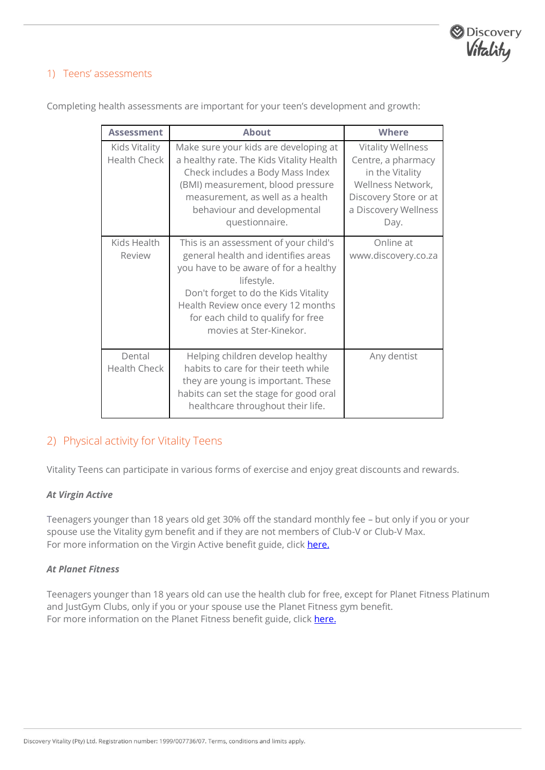## 1) Teens' assessments

Completing health assessments are important for your teen's development and growth:

| Assessment | About | Where |
|---|---|---|
| Kids Vitality Health Check | Make sure your kids are developing at a healthy rate. The Kids Vitality Health Check includes a Body Mass Index (BMI) measurement, blood pressure measurement, as well as a health behaviour and developmental questionnaire. | Vitality Wellness Centre, a pharmacy in the Vitality Wellness Network, Discovery Store or at a Discovery Wellness Day. |
| Kids Health Review | This is an assessment of your child's general health and identifies areas you have to be aware of for a healthy lifestyle. Don't forget to do the Kids Vitality Health Review once every 12 months for each child to qualify for free movies at Ster-Kinekor. | Online at www.discovery.co.za |
| Dental Health Check | Helping children develop healthy habits to care for their teeth while they are young is important. These habits can set the stage for good oral healthcare throughout their life. | Any dentist |

## 2) Physical activity for Vitality Teens

Vitality Teens can participate in various forms of exercise and enjoy great discounts and rewards.

***At Virgin Active***

Teenagers younger than 18 years old get 30% off the standard monthly fee – but only if you or your spouse use the Vitality gym benefit and if they are not members of Club-V or Club-V Max.
For more information on the Virgin Active benefit guide, click here.

***At Planet Fitness***

Teenagers younger than 18 years old can use the health club for free, except for Planet Fitness Platinum and JustGym Clubs, only if you or your spouse use the Planet Fitness gym benefit.
For more information on the Planet Fitness benefit guide, click here.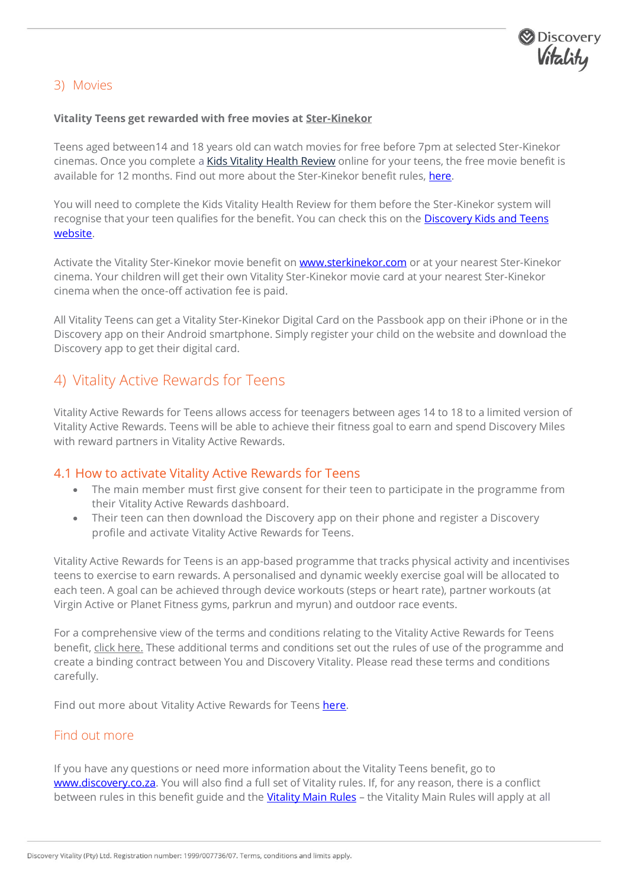## 3) Movies

**Vitality Teens get rewarded with free movies at Ster-Kinekor**

Teens aged between14 and 18 years old can watch movies for free before 7pm at selected Ster-Kinekor cinemas. Once you complete a Kids Vitality Health Review online for your teens, the free movie benefit is available for 12 months. Find out more about the Ster-Kinekor benefit rules, here.

You will need to complete the Kids Vitality Health Review for them before the Ster-Kinekor system will recognise that your teen qualifies for the benefit. You can check this on the Discovery Kids and Teens website.

Activate the Vitality Ster-Kinekor movie benefit on www.sterkinekor.com or at your nearest Ster-Kinekor cinema. Your children will get their own Vitality Ster-Kinekor movie card at your nearest Ster-Kinekor cinema when the once-off activation fee is paid.

All Vitality Teens can get a Vitality Ster-Kinekor Digital Card on the Passbook app on their iPhone or in the Discovery app on their Android smartphone. Simply register your child on the website and download the Discovery app to get their digital card.

## 4) Vitality Active Rewards for Teens

Vitality Active Rewards for Teens allows access for teenagers between ages 14 to 18 to a limited version of Vitality Active Rewards. Teens will be able to achieve their fitness goal to earn and spend Discovery Miles with reward partners in Vitality Active Rewards.

### 4.1 How to activate Vitality Active Rewards for Teens

- The main member must first give consent for their teen to participate in the programme from their Vitality Active Rewards dashboard.
- Their teen can then download the Discovery app on their phone and register a Discovery profile and activate Vitality Active Rewards for Teens.

Vitality Active Rewards for Teens is an app-based programme that tracks physical activity and incentivises teens to exercise to earn rewards. A personalised and dynamic weekly exercise goal will be allocated to each teen. A goal can be achieved through device workouts (steps or heart rate), partner workouts (at Virgin Active or Planet Fitness gyms, parkrun and myrun) and outdoor race events.

For a comprehensive view of the terms and conditions relating to the Vitality Active Rewards for Teens benefit, click here. These additional terms and conditions set out the rules of use of the programme and create a binding contract between You and Discovery Vitality. Please read these terms and conditions carefully.

Find out more about Vitality Active Rewards for Teens here.

## Find out more

If you have any questions or need more information about the Vitality Teens benefit, go to www.discovery.co.za. You will also find a full set of Vitality rules. If, for any reason, there is a conflict between rules in this benefit guide and the Vitality Main Rules – the Vitality Main Rules will apply at all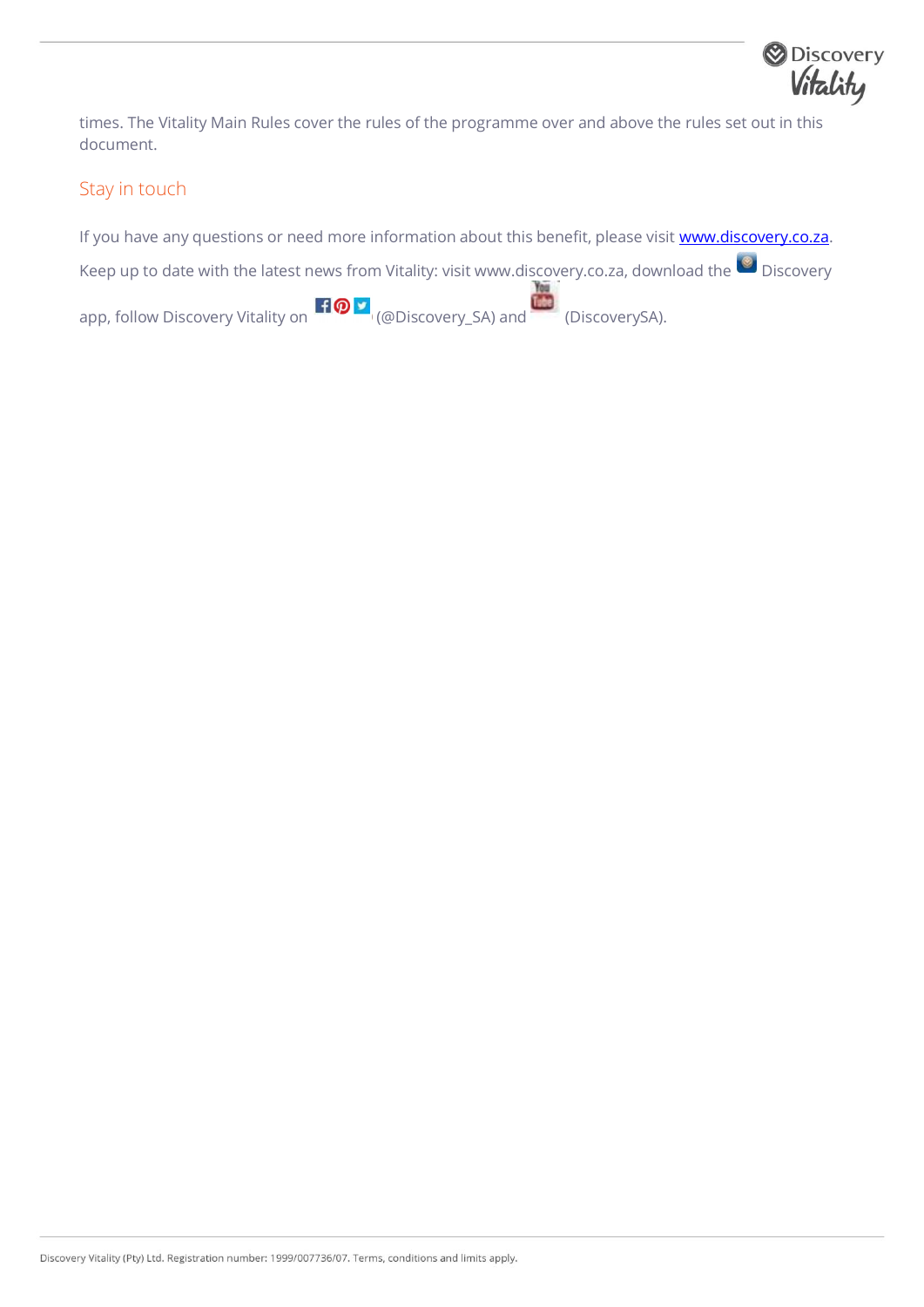times. The Vitality Main Rules cover the rules of the programme over and above the rules set out in this document.

## Stay in touch

If you have any questions or need more information about this benefit, please visit [www.discovery.co.za](http://www.discovery.co.za).

Keep up to date with the latest news from Vitality: visit www.discovery.co.za, download the Discovery app, follow Discovery Vitality on (@Discovery_SA) and (DiscoverySA).

Discovery Vitality (Pty) Ltd. Registration number: 1999/007736/07. Terms, conditions and limits apply.